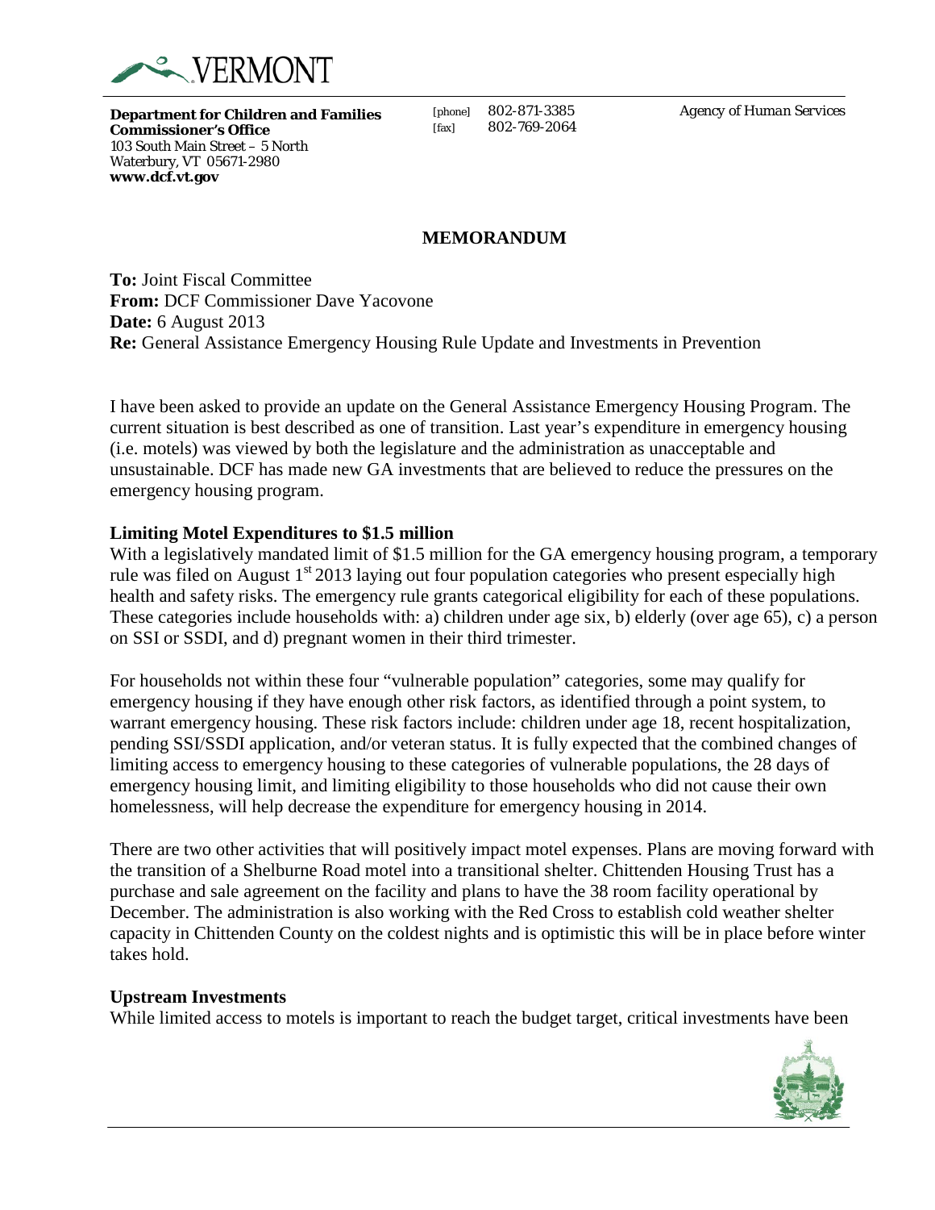VERMONT

**Department for Children and Families**
**Commissioner's Office**
103 South Main Street – 5 North
Waterbury, VT 05671-2980
**www.dcf.vt.gov**

[phone] 802-871-3385
[fax] 802-769-2064

Agency of Human Services

## MEMORANDUM

**To:** Joint Fiscal Committee
**From:** DCF Commissioner Dave Yacovone
**Date:** 6 August 2013
**Re:** General Assistance Emergency Housing Rule Update and Investments in Prevention

I have been asked to provide an update on the General Assistance Emergency Housing Program. The current situation is best described as one of transition. Last year's expenditure in emergency housing (i.e. motels) was viewed by both the legislature and the administration as unacceptable and unsustainable. DCF has made new GA investments that are believed to reduce the pressures on the emergency housing program.

### Limiting Motel Expenditures to $1.5 million

With a legislatively mandated limit of $1.5 million for the GA emergency housing program, a temporary rule was filed on August 1st 2013 laying out four population categories who present especially high health and safety risks. The emergency rule grants categorical eligibility for each of these populations. These categories include households with: a) children under age six, b) elderly (over age 65), c) a person on SSI or SSDI, and d) pregnant women in their third trimester.

For households not within these four "vulnerable population" categories, some may qualify for emergency housing if they have enough other risk factors, as identified through a point system, to warrant emergency housing. These risk factors include: children under age 18, recent hospitalization, pending SSI/SSDI application, and/or veteran status. It is fully expected that the combined changes of limiting access to emergency housing to these categories of vulnerable populations, the 28 days of emergency housing limit, and limiting eligibility to those households who did not cause their own homelessness, will help decrease the expenditure for emergency housing in 2014.

There are two other activities that will positively impact motel expenses. Plans are moving forward with the transition of a Shelburne Road motel into a transitional shelter. Chittenden Housing Trust has a purchase and sale agreement on the facility and plans to have the 38 room facility operational by December. The administration is also working with the Red Cross to establish cold weather shelter capacity in Chittenden County on the coldest nights and is optimistic this will be in place before winter takes hold.

### Upstream Investments

While limited access to motels is important to reach the budget target, critical investments have been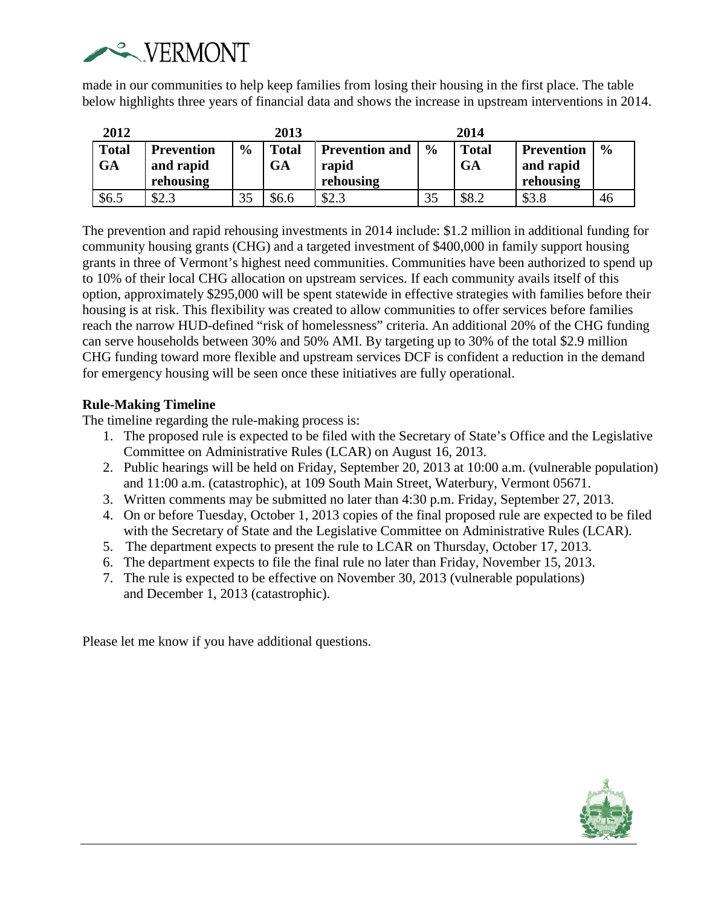made in our communities to help keep families from losing their housing in the first place. The table below highlights three years of financial data and shows the increase in upstream interventions in 2014.

| 2012 | | | 2013 | | | 2014 | | |
|---|---|---|---|---|---|---|---|---|
| **Total GA** | **Prevention and rapid rehousing** | **%** | **Total GA** | **Prevention and rapid rehousing** | **%** | **Total GA** | **Prevention and rapid rehousing** | **%** |
| $6.5 | $2.3 | 35 | $6.6 | $2.3 | 35 | $8.2 | $3.8 | 46 |

The prevention and rapid rehousing investments in 2014 include: $1.2 million in additional funding for community housing grants (CHG) and a targeted investment of $400,000 in family support housing grants in three of Vermont's highest need communities. Communities have been authorized to spend up to 10% of their local CHG allocation on upstream services. If each community avails itself of this option, approximately $295,000 will be spent statewide in effective strategies with families before their housing is at risk. This flexibility was created to allow communities to offer services before families reach the narrow HUD-defined "risk of homelessness" criteria. An additional 20% of the CHG funding can serve households between 30% and 50% AMI. By targeting up to 30% of the total $2.9 million CHG funding toward more flexible and upstream services DCF is confident a reduction in the demand for emergency housing will be seen once these initiatives are fully operational.

**Rule-Making Timeline**

The timeline regarding the rule-making process is:

1. The proposed rule is expected to be filed with the Secretary of State's Office and the Legislative Committee on Administrative Rules (LCAR) on August 16, 2013.
2. Public hearings will be held on Friday, September 20, 2013 at 10:00 a.m. (vulnerable population) and 11:00 a.m. (catastrophic), at 109 South Main Street, Waterbury, Vermont 05671.
3. Written comments may be submitted no later than 4:30 p.m. Friday, September 27, 2013.
4. On or before Tuesday, October 1, 2013 copies of the final proposed rule are expected to be filed with the Secretary of State and the Legislative Committee on Administrative Rules (LCAR).
5. The department expects to present the rule to LCAR on Thursday, October 17, 2013.
6. The department expects to file the final rule no later than Friday, November 15, 2013.
7. The rule is expected to be effective on November 30, 2013 (vulnerable populations) and December 1, 2013 (catastrophic).

Please let me know if you have additional questions.